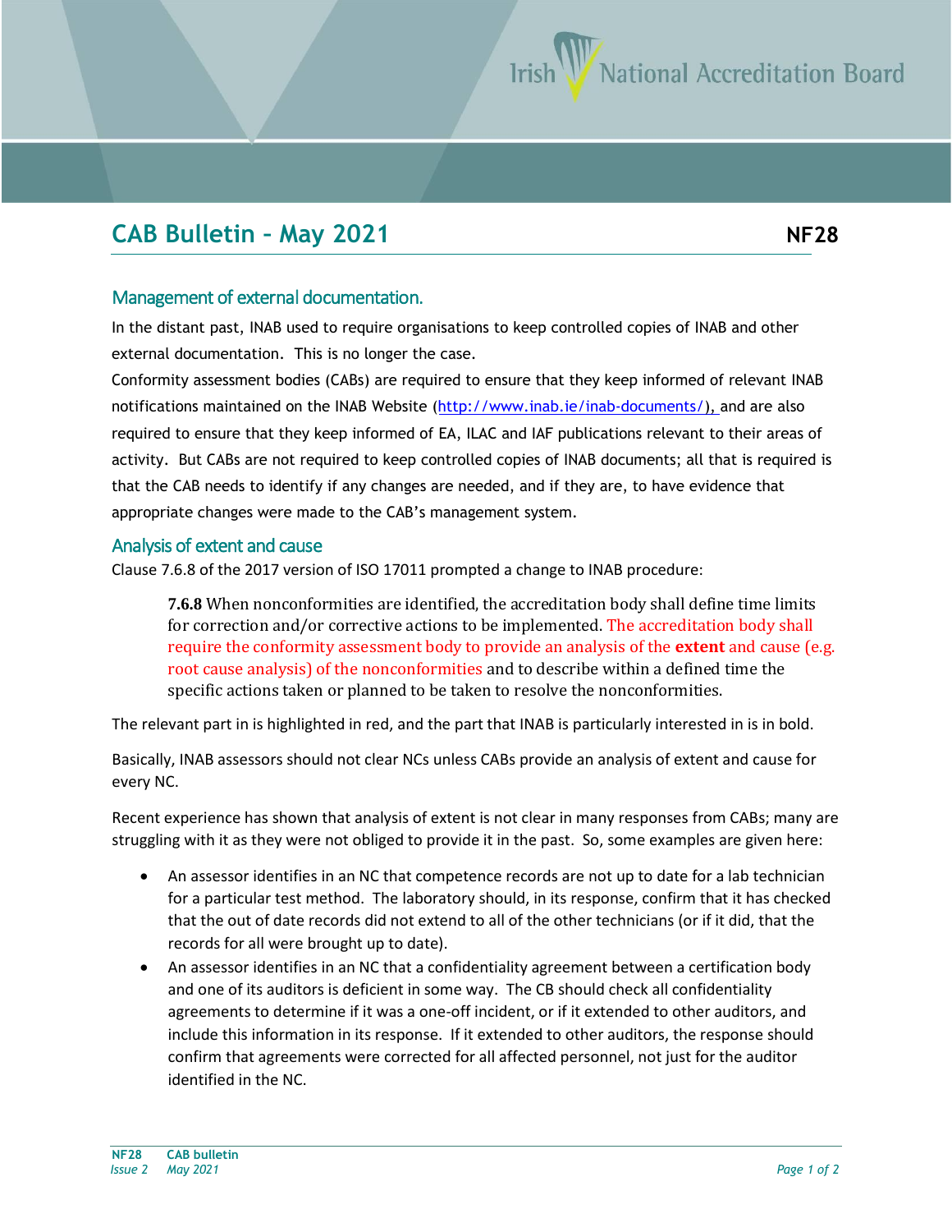# CAB Bulletin – May 2021

**NF28**

## Management of external documentation.

In the distant past, INAB used to require organisations to keep controlled copies of INAB and other external documentation. This is no longer the case.

Conformity assessment bodies (CABs) are required to ensure that they keep informed of relevant INAB notifications maintained on the INAB Website (http://www.inab.ie/inab-documents/), and are also required to ensure that they keep informed of EA, ILAC and IAF publications relevant to their areas of activity. But CABs are not required to keep controlled copies of INAB documents; all that is required is that the CAB needs to identify if any changes are needed, and if they are, to have evidence that appropriate changes were made to the CAB's management system.

## Analysis of extent and cause

Clause 7.6.8 of the 2017 version of ISO 17011 prompted a change to INAB procedure:

> **7.6.8** When nonconformities are identified, the accreditation body shall define time limits for correction and/or corrective actions to be implemented. The accreditation body shall require the conformity assessment body to provide an analysis of the **extent** and cause (e.g. root cause analysis) of the nonconformities and to describe within a defined time the specific actions taken or planned to be taken to resolve the nonconformities.

The relevant part in is highlighted in red, and the part that INAB is particularly interested in is in bold.

Basically, INAB assessors should not clear NCs unless CABs provide an analysis of extent and cause for every NC.

Recent experience has shown that analysis of extent is not clear in many responses from CABs; many are struggling with it as they were not obliged to provide it in the past. So, some examples are given here:

- An assessor identifies in an NC that competence records are not up to date for a lab technician for a particular test method. The laboratory should, in its response, confirm that it has checked that the out of date records did not extend to all of the other technicians (or if it did, that the records for all were brought up to date).
- An assessor identifies in an NC that a confidentiality agreement between a certification body and one of its auditors is deficient in some way. The CB should check all confidentiality agreements to determine if it was a one-off incident, or if it extended to other auditors, and include this information in its response. If it extended to other auditors, the response should confirm that agreements were corrected for all affected personnel, not just for the auditor identified in the NC.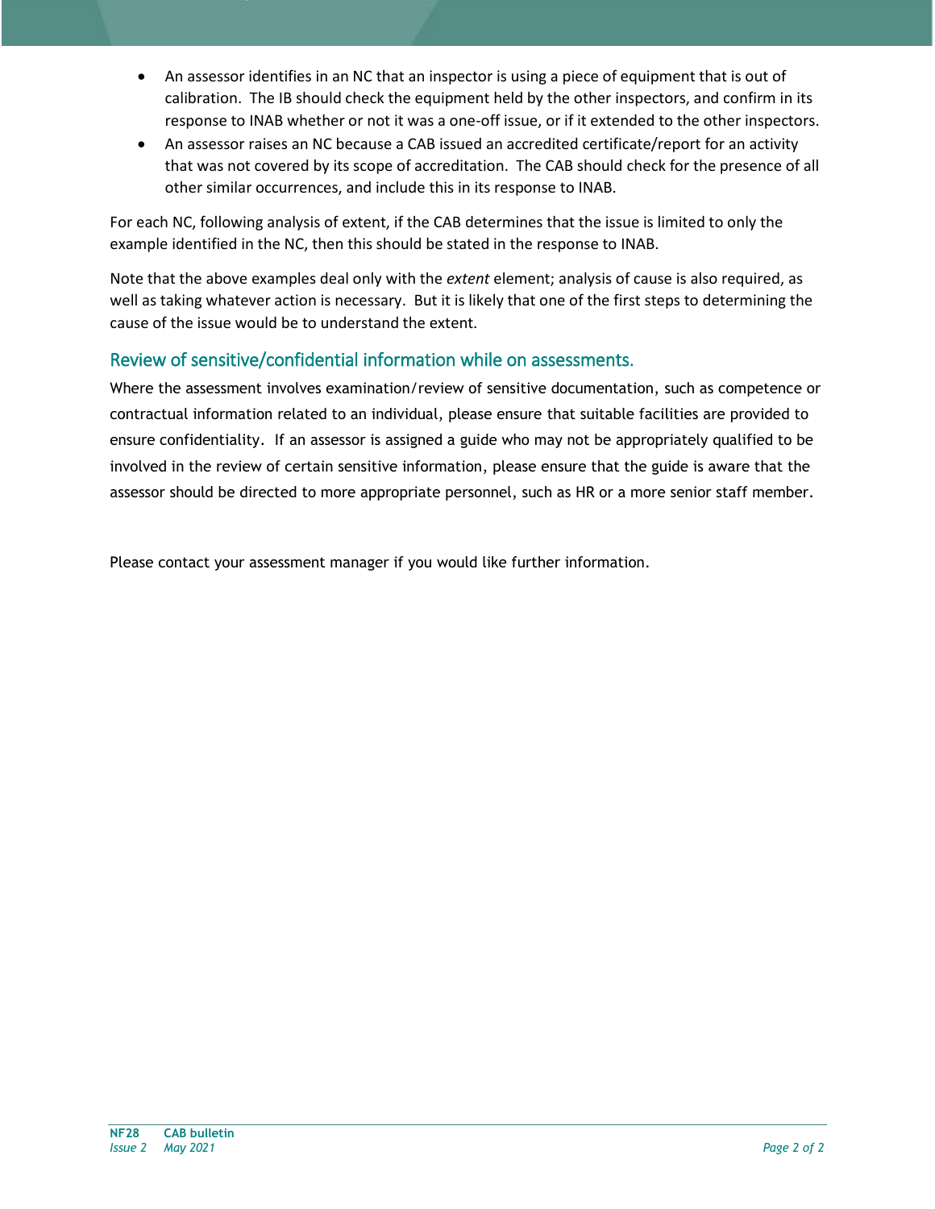- An assessor identifies in an NC that an inspector is using a piece of equipment that is out of calibration. The IB should check the equipment held by the other inspectors, and confirm in its response to INAB whether or not it was a one-off issue, or if it extended to the other inspectors.
- An assessor raises an NC because a CAB issued an accredited certificate/report for an activity that was not covered by its scope of accreditation. The CAB should check for the presence of all other similar occurrences, and include this in its response to INAB.

For each NC, following analysis of extent, if the CAB determines that the issue is limited to only the example identified in the NC, then this should be stated in the response to INAB.

Note that the above examples deal only with the *extent* element; analysis of cause is also required, as well as taking whatever action is necessary. But it is likely that one of the first steps to determining the cause of the issue would be to understand the extent.

## Review of sensitive/confidential information while on assessments.

Where the assessment involves examination/review of sensitive documentation, such as competence or contractual information related to an individual, please ensure that suitable facilities are provided to ensure confidentiality. If an assessor is assigned a guide who may not be appropriately qualified to be involved in the review of certain sensitive information, please ensure that the guide is aware that the assessor should be directed to more appropriate personnel, such as HR or a more senior staff member.

Please contact your assessment manager if you would like further information.